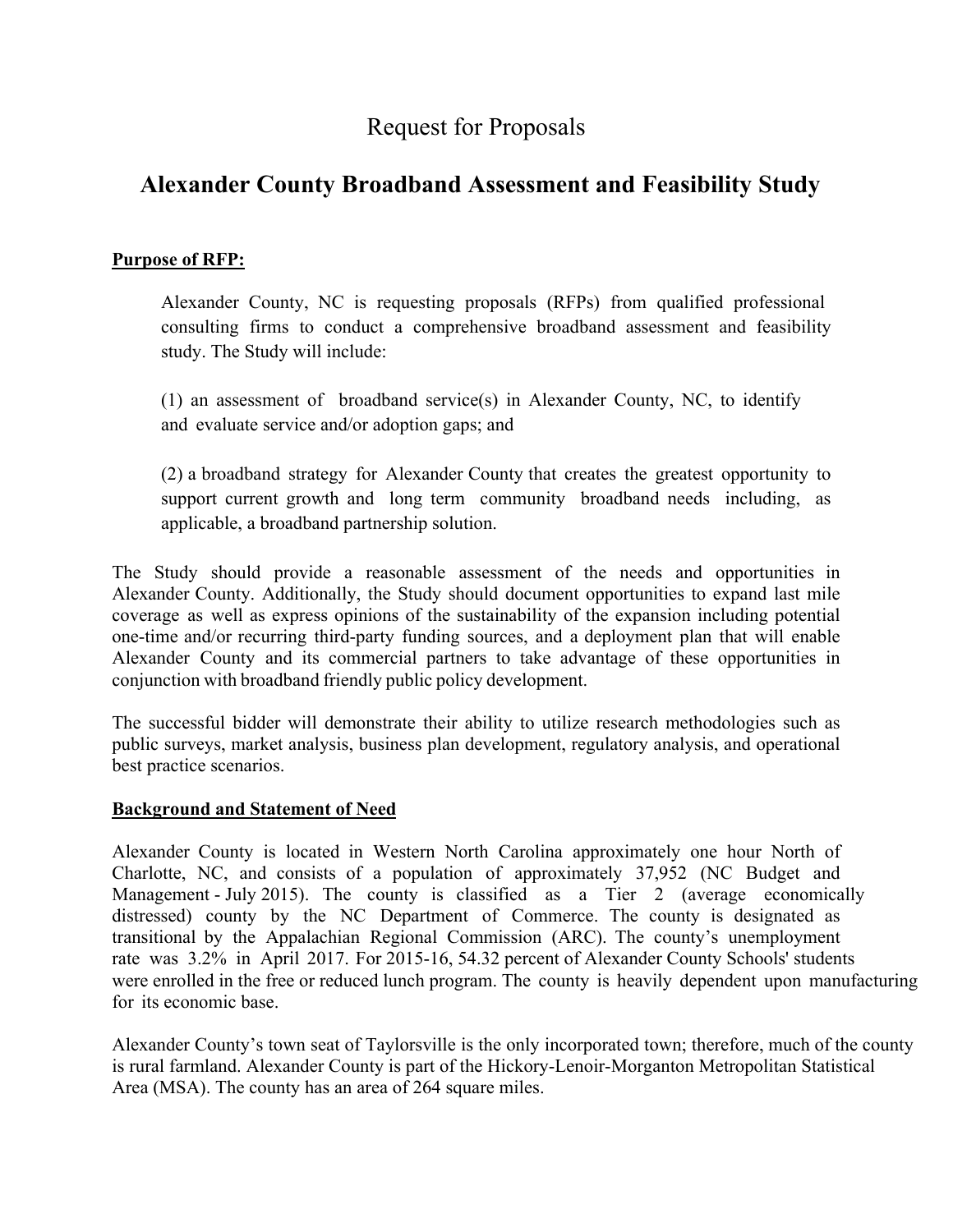# Request for Proposals

## Alexander County Broadband Assessment and Feasibility Study

**Purpose of RFP:**

Alexander County, NC is requesting proposals (RFPs) from qualified professional consulting firms to conduct a comprehensive broadband assessment and feasibility study. The Study will include:

(1) an assessment of broadband service(s) in Alexander County, NC, to identify and evaluate service and/or adoption gaps; and

(2) a broadband strategy for Alexander County that creates the greatest opportunity to support current growth and long term community broadband needs including, as applicable, a broadband partnership solution.

The Study should provide a reasonable assessment of the needs and opportunities in Alexander County. Additionally, the Study should document opportunities to expand last mile coverage as well as express opinions of the sustainability of the expansion including potential one-time and/or recurring third-party funding sources, and a deployment plan that will enable Alexander County and its commercial partners to take advantage of these opportunities in conjunction with broadband friendly public policy development.

The successful bidder will demonstrate their ability to utilize research methodologies such as public surveys, market analysis, business plan development, regulatory analysis, and operational best practice scenarios.

**Background and Statement of Need**

Alexander County is located in Western North Carolina approximately one hour North of Charlotte, NC, and consists of a population of approximately 37,952 (NC Budget and Management - July 2015). The county is classified as a Tier 2 (average economically distressed) county by the NC Department of Commerce. The county is designated as transitional by the Appalachian Regional Commission (ARC). The county's unemployment rate was 3.2% in April 2017. For 2015-16, 54.32 percent of Alexander County Schools' students were enrolled in the free or reduced lunch program. The county is heavily dependent upon manufacturing for its economic base.

Alexander County's town seat of Taylorsville is the only incorporated town; therefore, much of the county is rural farmland. Alexander County is part of the Hickory-Lenoir-Morganton Metropolitan Statistical Area (MSA). The county has an area of 264 square miles.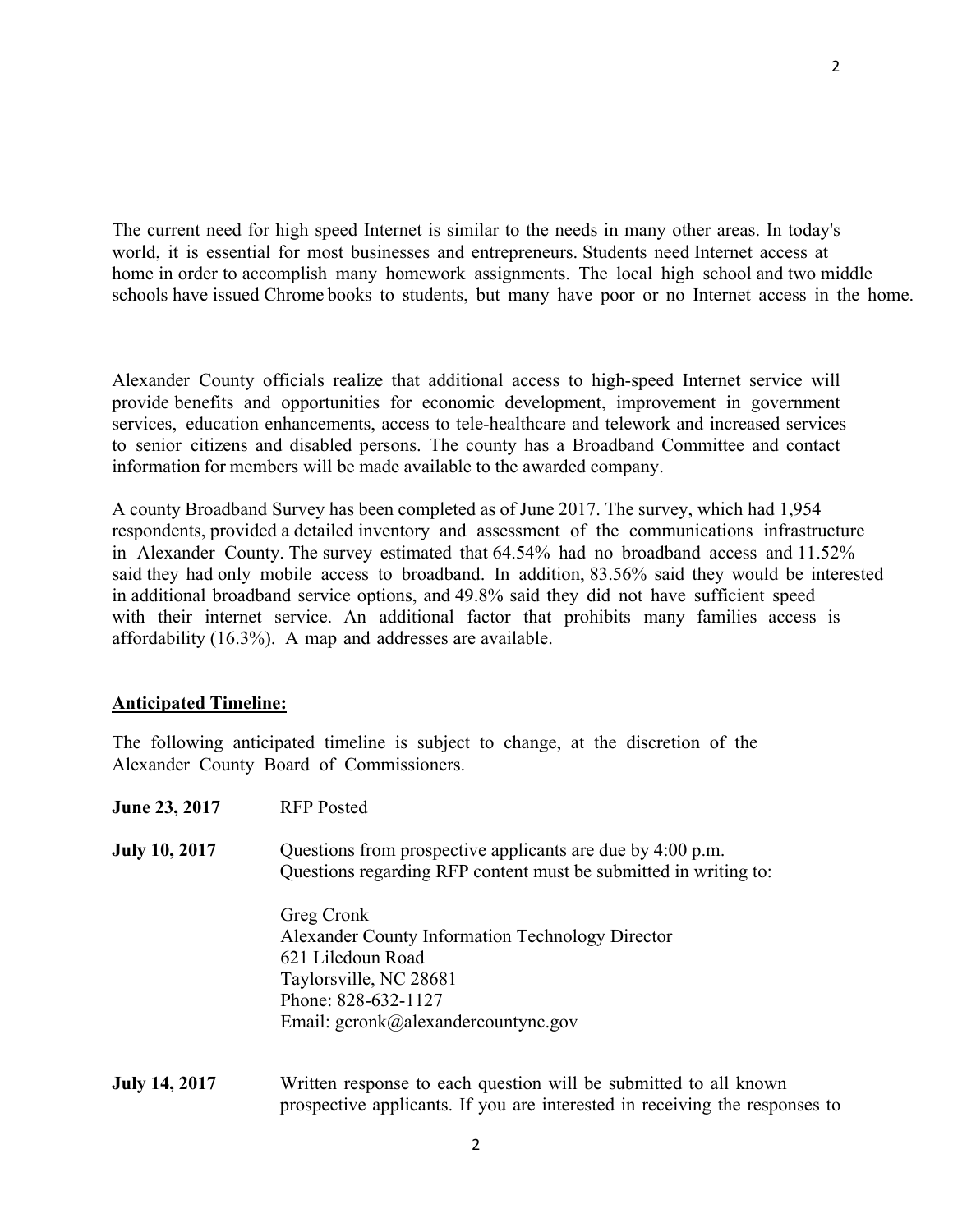The current need for high speed Internet is similar to the needs in many other areas. In today's world, it is essential for most businesses and entrepreneurs. Students need Internet access at home in order to accomplish many homework assignments. The local high school and two middle schools have issued Chrome books to students, but many have poor or no Internet access in the home.

Alexander County officials realize that additional access to high-speed Internet service will provide benefits and opportunities for economic development, improvement in government services, education enhancements, access to tele-healthcare and telework and increased services to senior citizens and disabled persons. The county has a Broadband Committee and contact information for members will be made available to the awarded company.

A county Broadband Survey has been completed as of June 2017. The survey, which had 1,954 respondents, provided a detailed inventory and assessment of the communications infrastructure in Alexander County. The survey estimated that 64.54% had no broadband access and 11.52% said they had only mobile access to broadband. In addition, 83.56% said they would be interested in additional broadband service options, and 49.8% said they did not have sufficient speed with their internet service. An additional factor that prohibits many families access is affordability (16.3%). A map and addresses are available.

**Anticipated Timeline:**

The following anticipated timeline is subject to change, at the discretion of the Alexander County Board of Commissioners.

**June 23, 2017** RFP Posted

**July 10, 2017** Questions from prospective applicants are due by 4:00 p.m. Questions regarding RFP content must be submitted in writing to:

Greg Cronk
Alexander County Information Technology Director
621 Liledoun Road
Taylorsville, NC 28681
Phone: 828-632-1127
Email: gcronk@alexandercountync.gov

**July 14, 2017** Written response to each question will be submitted to all known prospective applicants. If you are interested in receiving the responses to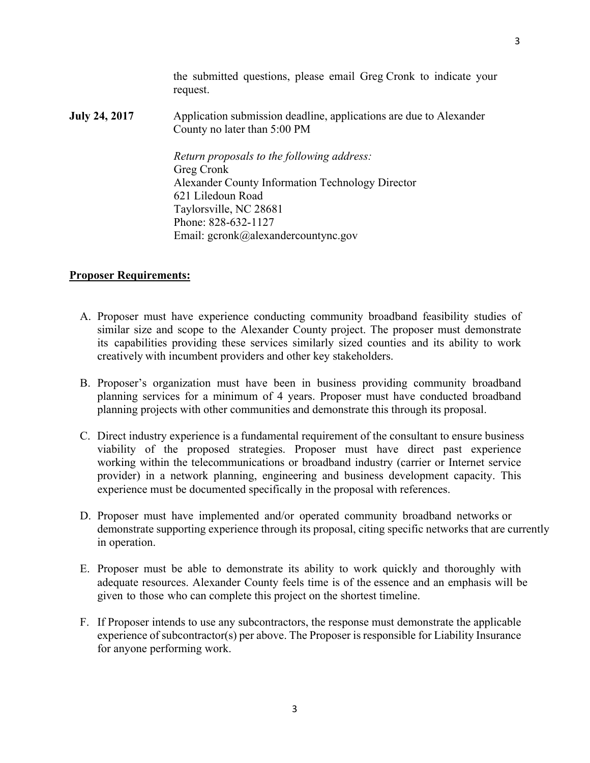the submitted questions, please email Greg Cronk to indicate your request.

**July 24, 2017** Application submission deadline, applications are due to Alexander County no later than 5:00 PM

*Return proposals to the following address:*
Greg Cronk
Alexander County Information Technology Director
621 Liledoun Road
Taylorsville, NC 28681
Phone: 828-632-1127
Email: gcronk@alexandercountync.gov

## Proposer Requirements:

A. Proposer must have experience conducting community broadband feasibility studies of similar size and scope to the Alexander County project. The proposer must demonstrate its capabilities providing these services similarly sized counties and its ability to work creatively with incumbent providers and other key stakeholders.

B. Proposer's organization must have been in business providing community broadband planning services for a minimum of 4 years. Proposer must have conducted broadband planning projects with other communities and demonstrate this through its proposal.

C. Direct industry experience is a fundamental requirement of the consultant to ensure business viability of the proposed strategies. Proposer must have direct past experience working within the telecommunications or broadband industry (carrier or Internet service provider) in a network planning, engineering and business development capacity. This experience must be documented specifically in the proposal with references.

D. Proposer must have implemented and/or operated community broadband networks or demonstrate supporting experience through its proposal, citing specific networks that are currently in operation.

E. Proposer must be able to demonstrate its ability to work quickly and thoroughly with adequate resources. Alexander County feels time is of the essence and an emphasis will be given to those who can complete this project on the shortest timeline.

F. If Proposer intends to use any subcontractors, the response must demonstrate the applicable experience of subcontractor(s) per above. The Proposer is responsible for Liability Insurance for anyone performing work.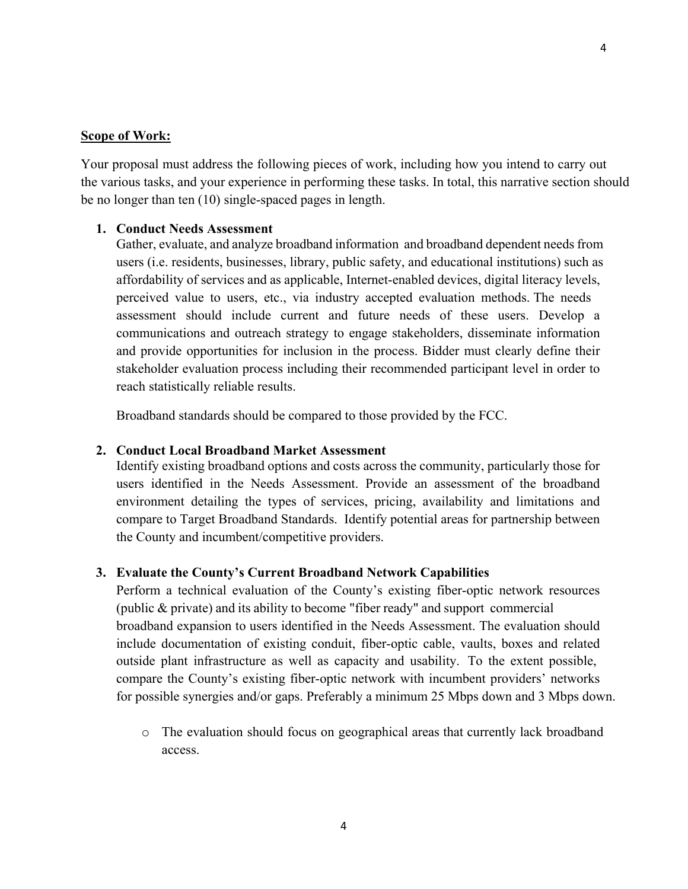**<u>Scope of Work:</u>**

Your proposal must address the following pieces of work, including how you intend to carry out the various tasks, and your experience in performing these tasks. In total, this narrative section should be no longer than ten (10) single-spaced pages in length.

1. **Conduct Needs Assessment**
   Gather, evaluate, and analyze broadband information and broadband dependent needs from users (i.e. residents, businesses, library, public safety, and educational institutions) such as affordability of services and as applicable, Internet-enabled devices, digital literacy levels, perceived value to users, etc., via industry accepted evaluation methods. The needs assessment should include current and future needs of these users. Develop a communications and outreach strategy to engage stakeholders, disseminate information and provide opportunities for inclusion in the process. Bidder must clearly define their stakeholder evaluation process including their recommended participant level in order to reach statistically reliable results.

   Broadband standards should be compared to those provided by the FCC.

2. **Conduct Local Broadband Market Assessment**
   Identify existing broadband options and costs across the community, particularly those for users identified in the Needs Assessment. Provide an assessment of the broadband environment detailing the types of services, pricing, availability and limitations and compare to Target Broadband Standards. Identify potential areas for partnership between the County and incumbent/competitive providers.

3. **Evaluate the County's Current Broadband Network Capabilities**
   Perform a technical evaluation of the County's existing fiber-optic network resources (public & private) and its ability to become "fiber ready" and support commercial broadband expansion to users identified in the Needs Assessment. The evaluation should include documentation of existing conduit, fiber-optic cable, vaults, boxes and related outside plant infrastructure as well as capacity and usability. To the extent possible, compare the County's existing fiber-optic network with incumbent providers' networks for possible synergies and/or gaps. Preferably a minimum 25 Mbps down and 3 Mbps down.

   - The evaluation should focus on geographical areas that currently lack broadband access.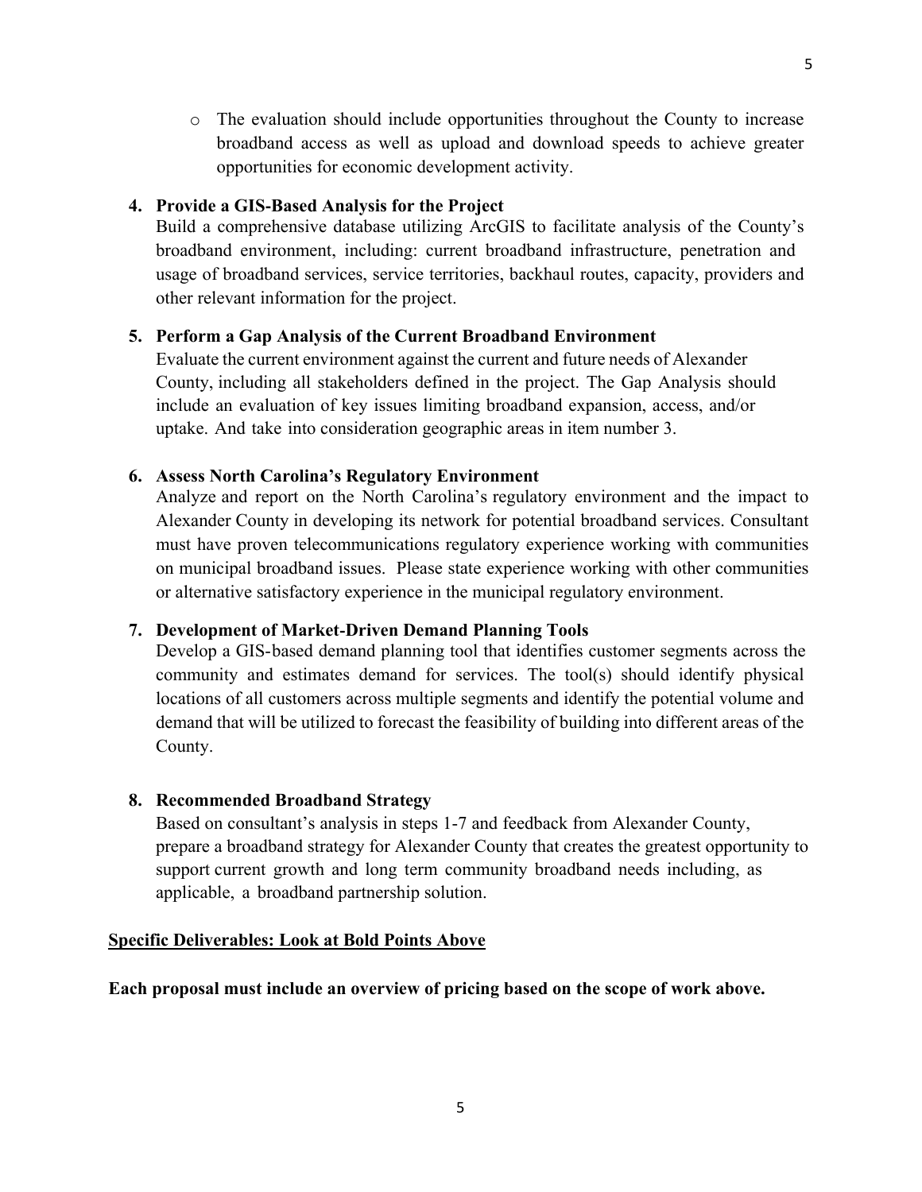- The evaluation should include opportunities throughout the County to increase broadband access as well as upload and download speeds to achieve greater opportunities for economic development activity.

4. **Provide a GIS-Based Analysis for the Project**
   Build a comprehensive database utilizing ArcGIS to facilitate analysis of the County's broadband environment, including: current broadband infrastructure, penetration and usage of broadband services, service territories, backhaul routes, capacity, providers and other relevant information for the project.

5. **Perform a Gap Analysis of the Current Broadband Environment**
   Evaluate the current environment against the current and future needs of Alexander County, including all stakeholders defined in the project. The Gap Analysis should include an evaluation of key issues limiting broadband expansion, access, and/or uptake. And take into consideration geographic areas in item number 3.

6. **Assess North Carolina's Regulatory Environment**
   Analyze and report on the North Carolina's regulatory environment and the impact to Alexander County in developing its network for potential broadband services. Consultant must have proven telecommunications regulatory experience working with communities on municipal broadband issues. Please state experience working with other communities or alternative satisfactory experience in the municipal regulatory environment.

7. **Development of Market-Driven Demand Planning Tools**
   Develop a GIS-based demand planning tool that identifies customer segments across the community and estimates demand for services. The tool(s) should identify physical locations of all customers across multiple segments and identify the potential volume and demand that will be utilized to forecast the feasibility of building into different areas of the County.

8. **Recommended Broadband Strategy**
   Based on consultant's analysis in steps 1-7 and feedback from Alexander County, prepare a broadband strategy for Alexander County that creates the greatest opportunity to support current growth and long term community broadband needs including, as applicable, a broadband partnership solution.

**Specific Deliverables: Look at Bold Points Above**

**Each proposal must include an overview of pricing based on the scope of work above.**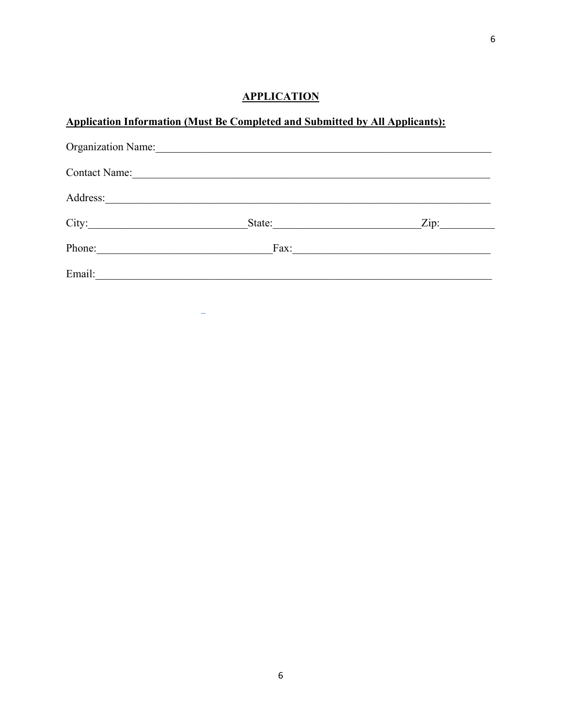# APPLICATION

## Application Information (Must Be Completed and Submitted by All Applicants):

Organization Name:_______________________________________________________________

Contact Name:___________________________________________________________________

Address:_______________________________________________________________________

City:____________________________State:__________________________Zip:__________

Phone:________________________________Fax:____________________________________

Email:_________________________________________________________________________